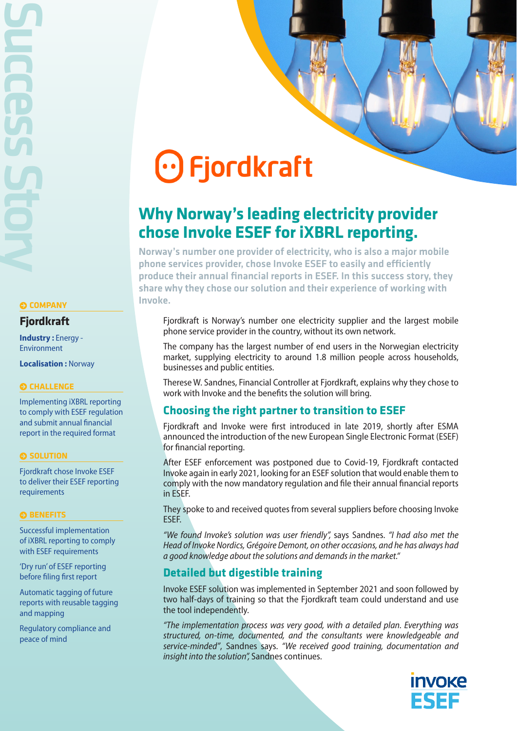Success Story

# Fjordkraft

## Why Norway's leading electricity provider chose Invoke ESEF for iXBRL reporting.

**Norway's number one provider of electricity, who is also a major mobile phone services provider, chose Invoke ESEF to easily and efficiently produce their annual financial reports in ESEF. In this success story, they share why they chose our solution and their experience of working with Invoke.**

**COMPANY**

**Fjordkraft**

**Industry :** Energy - Environment

**Localisation :** Norway

**CHALLENGE**

Implementing iXBRL reporting to comply with ESEF regulation and submit annual financial report in the required format

**SOLUTION**

Fjordkraft chose Invoke ESEF to deliver their ESEF reporting requirements

**BENEFITS**

Successful implementation of iXBRL reporting to comply with ESEF requirements

'Dry run' of ESEF reporting before filing first report

Automatic tagging of future reports with reusable tagging and mapping

Regulatory compliance and peace of mind

Fjordkraft is Norway's number one electricity supplier and the largest mobile phone service provider in the country, without its own network.

The company has the largest number of end users in the Norwegian electricity market, supplying electricity to around 1.8 million people across households, businesses and public entities.

Therese W. Sandnes, Financial Controller at Fjordkraft, explains why they chose to work with Invoke and the benefits the solution will bring.

### Choosing the right partner to transition to ESEF

Fjordkraft and Invoke were first introduced in late 2019, shortly after ESMA announced the introduction of the new European Single Electronic Format (ESEF) for financial reporting.

After ESEF enforcement was postponed due to Covid-19, Fjordkraft contacted Invoke again in early 2021, looking for an ESEF solution that would enable them to comply with the now mandatory regulation and file their annual financial reports in ESEF.

They spoke to and received quotes from several suppliers before choosing Invoke ESEF.

*"We found Invoke's solution was user friendly"*, says Sandnes. *"I had also met the Head of Invoke Nordics, Grégoire Demont, on other occasions, and he has always had a good knowledge about the solutions and demands in the market."*

### Detailed but digestible training

Invoke ESEF solution was implemented in September 2021 and soon followed by two half-days of training so that the Fjordkraft team could understand and use the tool independently.

*"The implementation process was very good, with a detailed plan. Everything was structured, on-time, documented, and the consultants were knowledgeable and service-minded"*, Sandnes says. *"We received good training, documentation and insight into the solution"*, Sandnes continues.

invoke ESEF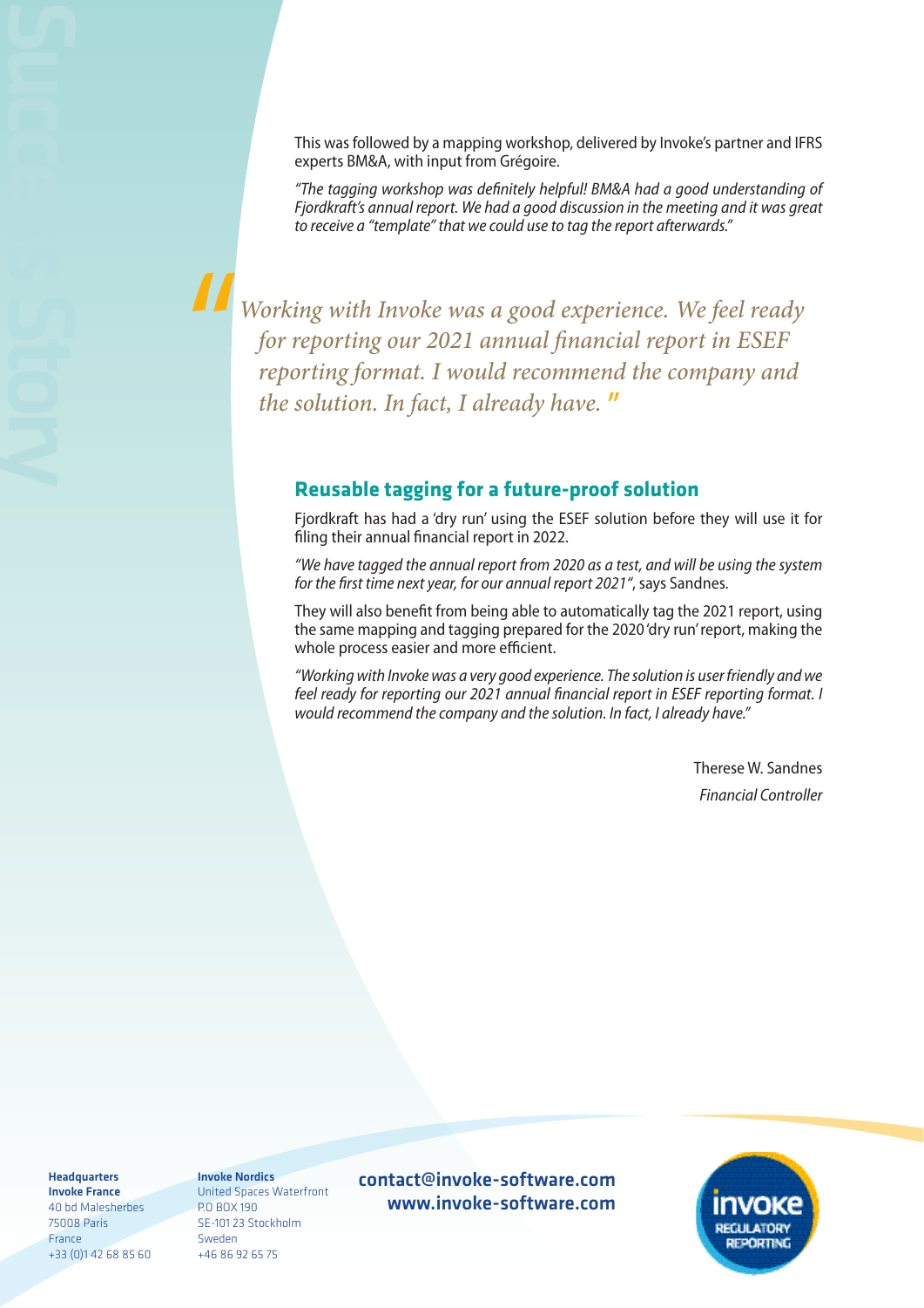This was followed by a mapping workshop, delivered by Invoke's partner and IFRS experts BM&A, with input from Grégoire.

*"The tagging workshop was definitely helpful! BM&A had a good understanding of Fjordkraft's annual report. We had a good discussion in the meeting and it was great to receive a "template" that we could use to tag the report afterwards."*

> *"Working with Invoke was a good experience. We feel ready for reporting our 2021 annual financial report in ESEF reporting format. I would recommend the company and the solution. In fact, I already have."*

## Reusable tagging for a future-proof solution

Fjordkraft has had a 'dry run' using the ESEF solution before they will use it for filing their annual financial report in 2022.

*"We have tagged the annual report from 2020 as a test, and will be using the system for the first time next year, for our annual report 2021"*, says Sandnes.

They will also benefit from being able to automatically tag the 2021 report, using the same mapping and tagging prepared for the 2020 'dry run' report, making the whole process easier and more efficient.

*"Working with Invoke was a very good experience. The solution is user friendly and we feel ready for reporting our 2021 annual financial report in ESEF reporting format. I would recommend the company and the solution. In fact, I already have."*

Therese W. Sandnes
*Financial Controller*

**Headquarters**
**Invoke France**
40 bd Malesherbes
75008 Paris
France
+33 (0)1 42 68 85 60

**Invoke Nordics**
United Spaces Waterfront
P.O BOX 190
SE-101 23 Stockholm
Sweden
+46 86 92 65 75

**contact@invoke-software.com**
**www.invoke-software.com**